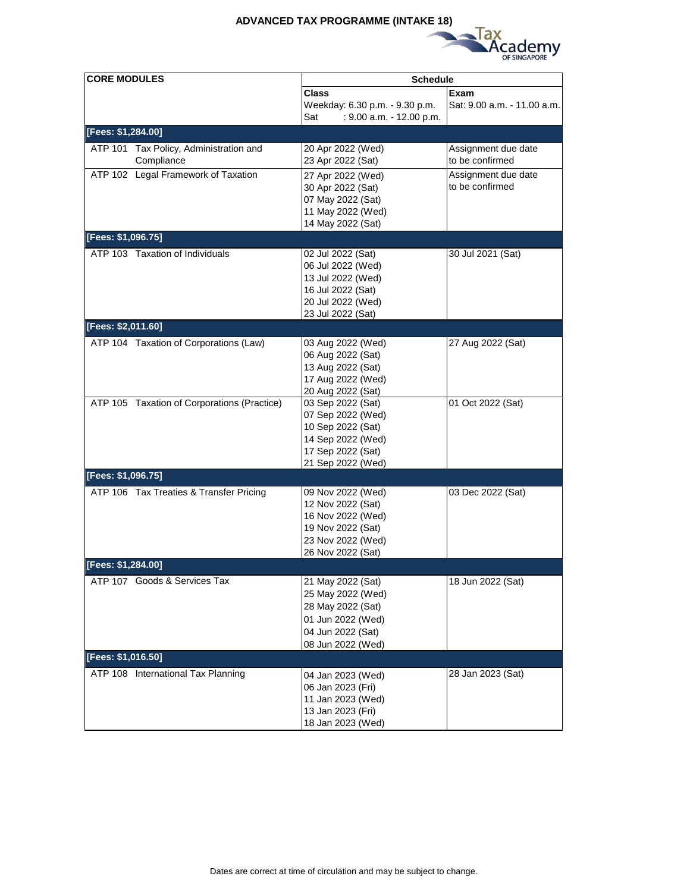# ADVANCED TAX PROGRAMME (INTAKE 18)

| CORE MODULES | Schedule | |
|---|---|---|
| | **Class**<br>Weekday: 6.30 p.m. - 9.30 p.m.<br>Sat : 9.00 a.m. - 12.00 p.m. | **Exam**<br>Sat: 9.00 a.m. - 11.00 a.m. |
| **[Fees: $1,284.00]** | | |
| ATP 101 Tax Policy, Administration and Compliance | 20 Apr 2022 (Wed)<br>23 Apr 2022 (Sat) | Assignment due date to be confirmed |
| ATP 102 Legal Framework of Taxation | 27 Apr 2022 (Wed)<br>30 Apr 2022 (Sat)<br>07 May 2022 (Sat)<br>11 May 2022 (Wed)<br>14 May 2022 (Sat) | Assignment due date to be confirmed |
| **[Fees: $1,096.75]** | | |
| ATP 103 Taxation of Individuals | 02 Jul 2022 (Sat)<br>06 Jul 2022 (Wed)<br>13 Jul 2022 (Wed)<br>16 Jul 2022 (Sat)<br>20 Jul 2022 (Wed)<br>23 Jul 2022 (Sat) | 30 Jul 2021 (Sat) |
| **[Fees: $2,011.60]** | | |
| ATP 104 Taxation of Corporations (Law) | 03 Aug 2022 (Wed)<br>06 Aug 2022 (Sat)<br>13 Aug 2022 (Sat)<br>17 Aug 2022 (Wed)<br>20 Aug 2022 (Sat) | 27 Aug 2022 (Sat) |
| ATP 105 Taxation of Corporations (Practice) | 03 Sep 2022 (Sat)<br>07 Sep 2022 (Wed)<br>10 Sep 2022 (Sat)<br>14 Sep 2022 (Wed)<br>17 Sep 2022 (Sat)<br>21 Sep 2022 (Wed) | 01 Oct 2022 (Sat) |
| **[Fees: $1,096.75]** | | |
| ATP 106 Tax Treaties & Transfer Pricing | 09 Nov 2022 (Wed)<br>12 Nov 2022 (Sat)<br>16 Nov 2022 (Wed)<br>19 Nov 2022 (Sat)<br>23 Nov 2022 (Wed)<br>26 Nov 2022 (Sat) | 03 Dec 2022 (Sat) |
| **[Fees: $1,284.00]** | | |
| ATP 107 Goods & Services Tax | 21 May 2022 (Sat)<br>25 May 2022 (Wed)<br>28 May 2022 (Sat)<br>01 Jun 2022 (Wed)<br>04 Jun 2022 (Sat)<br>08 Jun 2022 (Wed) | 18 Jun 2022 (Sat) |
| **[Fees: $1,016.50]** | | |
| ATP 108 International Tax Planning | 04 Jan 2023 (Wed)<br>06 Jan 2023 (Fri)<br>11 Jan 2023 (Wed)<br>13 Jan 2023 (Fri)<br>18 Jan 2023 (Wed) | 28 Jan 2023 (Sat) |

Dates are correct at time of circulation and may be subject to change.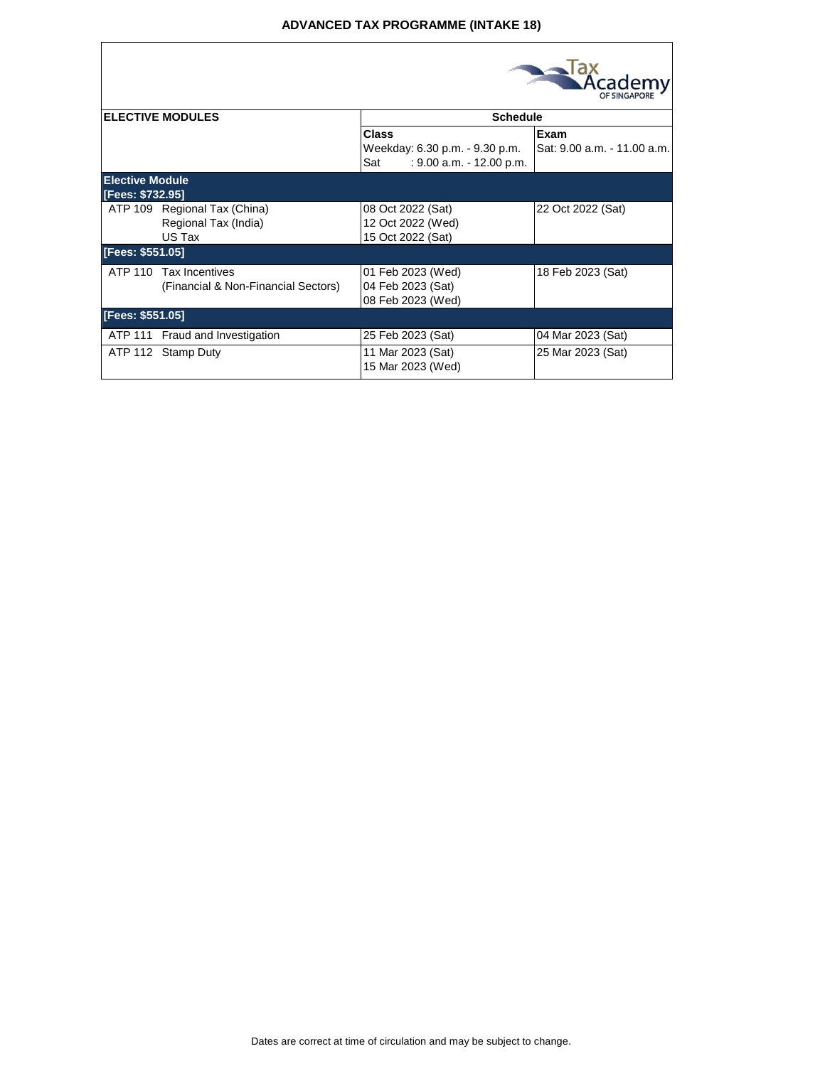## ADVANCED TAX PROGRAMME (INTAKE 18)

| ELECTIVE MODULES | Schedule | |
|---|---|---|
| | **Class**<br>Weekday: 6.30 p.m. - 9.30 p.m.<br>Sat : 9.00 a.m. - 12.00 p.m. | **Exam**<br>Sat: 9.00 a.m. - 11.00 a.m. |
| **Elective Module**<br>**[Fees: $732.95]** | | |
| ATP 109 Regional Tax (China)<br>Regional Tax (India)<br>US Tax | 08 Oct 2022 (Sat)<br>12 Oct 2022 (Wed)<br>15 Oct 2022 (Sat) | 22 Oct 2022 (Sat) |
| **[Fees: $551.05]** | | |
| ATP 110 Tax Incentives<br>(Financial & Non-Financial Sectors) | 01 Feb 2023 (Wed)<br>04 Feb 2023 (Sat)<br>08 Feb 2023 (Wed) | 18 Feb 2023 (Sat) |
| **[Fees: $551.05]** | | |
| ATP 111 Fraud and Investigation | 25 Feb 2023 (Sat) | 04 Mar 2023 (Sat) |
| ATP 112 Stamp Duty | 11 Mar 2023 (Sat)<br>15 Mar 2023 (Wed) | 25 Mar 2023 (Sat) |

Dates are correct at time of circulation and may be subject to change.